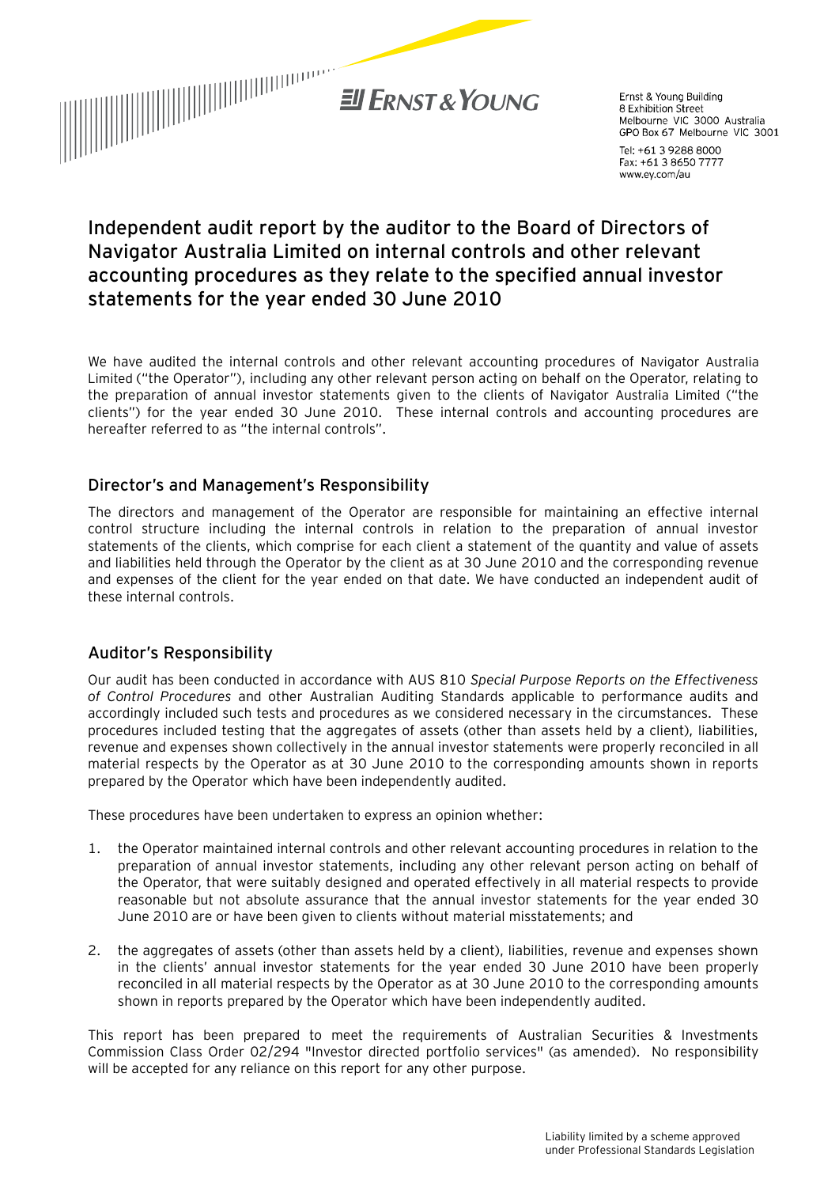Ernst & Young Building
8 Exhibition Street
Melbourne VIC 3000 Australia
GPO Box 67 Melbourne VIC 3001

Tel: +61 3 9288 8000
Fax: +61 3 8650 7777
www.ey.com/au

# Independent audit report by the auditor to the Board of Directors of Navigator Australia Limited on internal controls and other relevant accounting procedures as they relate to the specified annual investor statements for the year ended 30 June 2010

We have audited the internal controls and other relevant accounting procedures of Navigator Australia Limited ("the Operator"), including any other relevant person acting on behalf on the Operator, relating to the preparation of annual investor statements given to the clients of Navigator Australia Limited ("the clients") for the year ended 30 June 2010. These internal controls and accounting procedures are hereafter referred to as "the internal controls".

## Director's and Management's Responsibility

The directors and management of the Operator are responsible for maintaining an effective internal control structure including the internal controls in relation to the preparation of annual investor statements of the clients, which comprise for each client a statement of the quantity and value of assets and liabilities held through the Operator by the client as at 30 June 2010 and the corresponding revenue and expenses of the client for the year ended on that date. We have conducted an independent audit of these internal controls.

## Auditor's Responsibility

Our audit has been conducted in accordance with AUS 810 *Special Purpose Reports on the Effectiveness of Control Procedures* and other Australian Auditing Standards applicable to performance audits and accordingly included such tests and procedures as we considered necessary in the circumstances. These procedures included testing that the aggregates of assets (other than assets held by a client), liabilities, revenue and expenses shown collectively in the annual investor statements were properly reconciled in all material respects by the Operator as at 30 June 2010 to the corresponding amounts shown in reports prepared by the Operator which have been independently audited.

These procedures have been undertaken to express an opinion whether:

1. the Operator maintained internal controls and other relevant accounting procedures in relation to the preparation of annual investor statements, including any other relevant person acting on behalf of the Operator, that were suitably designed and operated effectively in all material respects to provide reasonable but not absolute assurance that the annual investor statements for the year ended 30 June 2010 are or have been given to clients without material misstatements; and

2. the aggregates of assets (other than assets held by a client), liabilities, revenue and expenses shown in the clients' annual investor statements for the year ended 30 June 2010 have been properly reconciled in all material respects by the Operator as at 30 June 2010 to the corresponding amounts shown in reports prepared by the Operator which have been independently audited.

This report has been prepared to meet the requirements of Australian Securities & Investments Commission Class Order 02/294 "Investor directed portfolio services" (as amended). No responsibility will be accepted for any reliance on this report for any other purpose.

Liability limited by a scheme approved under Professional Standards Legislation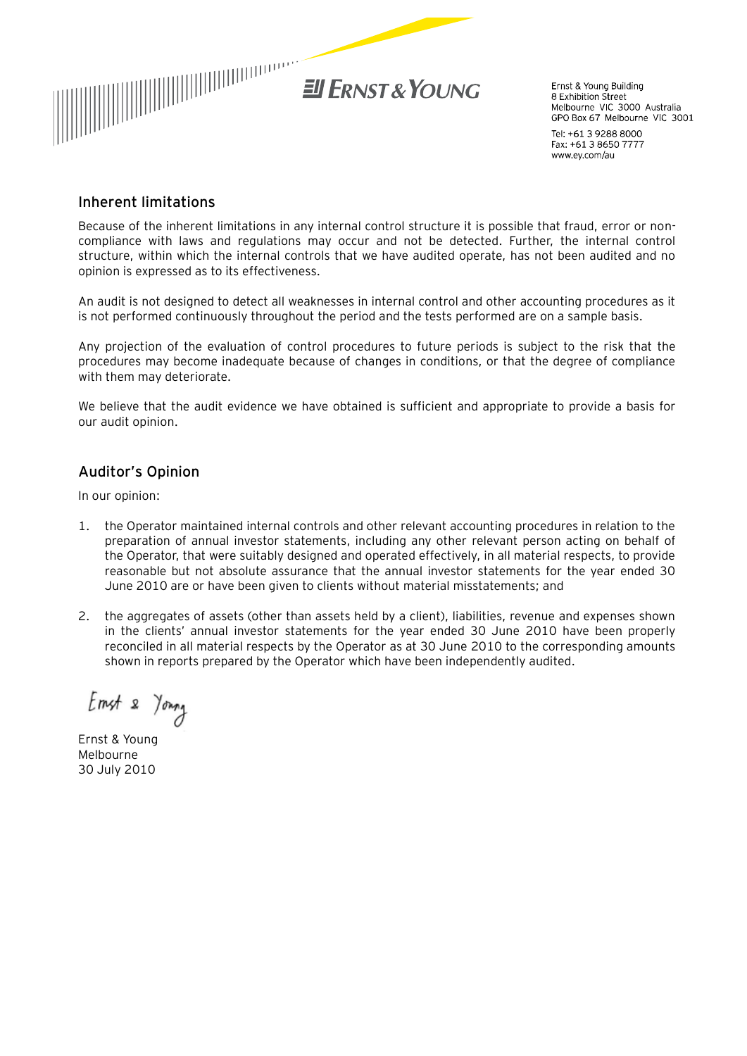## Inherent limitations

Because of the inherent limitations in any internal control structure it is possible that fraud, error or non-compliance with laws and regulations may occur and not be detected. Further, the internal control structure, within which the internal controls that we have audited operate, has not been audited and no opinion is expressed as to its effectiveness.

An audit is not designed to detect all weaknesses in internal control and other accounting procedures as it is not performed continuously throughout the period and the tests performed are on a sample basis.

Any projection of the evaluation of control procedures to future periods is subject to the risk that the procedures may become inadequate because of changes in conditions, or that the degree of compliance with them may deteriorate.

We believe that the audit evidence we have obtained is sufficient and appropriate to provide a basis for our audit opinion.

## Auditor's Opinion

In our opinion:

1. the Operator maintained internal controls and other relevant accounting procedures in relation to the preparation of annual investor statements, including any other relevant person acting on behalf of the Operator, that were suitably designed and operated effectively, in all material respects, to provide reasonable but not absolute assurance that the annual investor statements for the year ended 30 June 2010 are or have been given to clients without material misstatements; and

2. the aggregates of assets (other than assets held by a client), liabilities, revenue and expenses shown in the clients' annual investor statements for the year ended 30 June 2010 have been properly reconciled in all material respects by the Operator as at 30 June 2010 to the corresponding amounts shown in reports prepared by the Operator which have been independently audited.

Ernst & Young

Ernst & Young
Melbourne
30 July 2010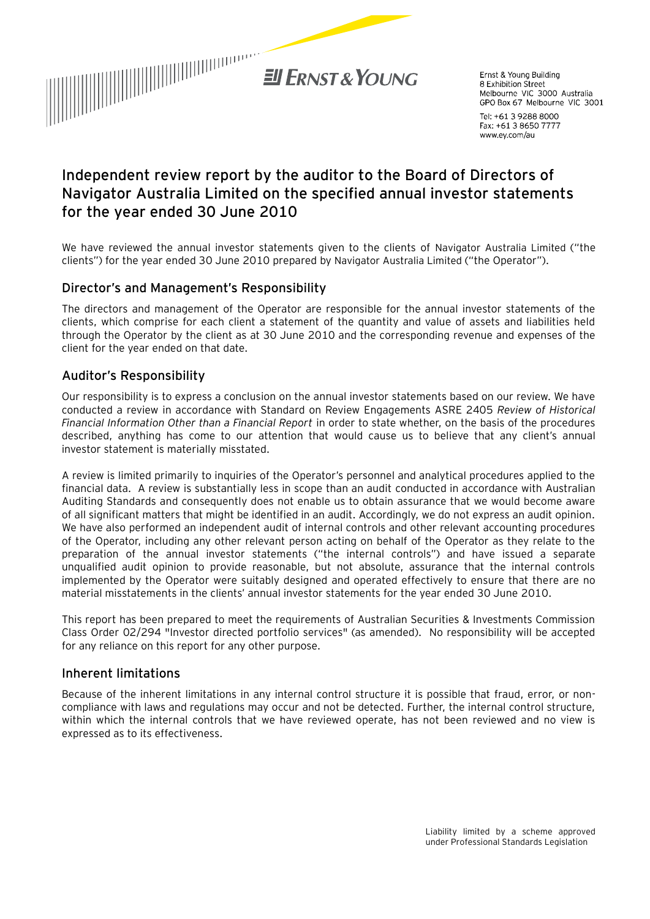Ernst & Young Building
8 Exhibition Street
Melbourne VIC 3000 Australia
GPO Box 67 Melbourne VIC 3001

Tel: +61 3 9288 8000
Fax: +61 3 8650 7777
www.ey.com/au

# Independent review report by the auditor to the Board of Directors of Navigator Australia Limited on the specified annual investor statements for the year ended 30 June 2010

We have reviewed the annual investor statements given to the clients of Navigator Australia Limited ("the clients") for the year ended 30 June 2010 prepared by Navigator Australia Limited ("the Operator").

## Director's and Management's Responsibility

The directors and management of the Operator are responsible for the annual investor statements of the clients, which comprise for each client a statement of the quantity and value of assets and liabilities held through the Operator by the client as at 30 June 2010 and the corresponding revenue and expenses of the client for the year ended on that date.

## Auditor's Responsibility

Our responsibility is to express a conclusion on the annual investor statements based on our review. We have conducted a review in accordance with Standard on Review Engagements ASRE 2405 *Review of Historical Financial Information Other than a Financial Report* in order to state whether, on the basis of the procedures described, anything has come to our attention that would cause us to believe that any client's annual investor statement is materially misstated.

A review is limited primarily to inquiries of the Operator's personnel and analytical procedures applied to the financial data. A review is substantially less in scope than an audit conducted in accordance with Australian Auditing Standards and consequently does not enable us to obtain assurance that we would become aware of all significant matters that might be identified in an audit. Accordingly, we do not express an audit opinion. We have also performed an independent audit of internal controls and other relevant accounting procedures of the Operator, including any other relevant person acting on behalf of the Operator as they relate to the preparation of the annual investor statements ("the internal controls") and have issued a separate unqualified audit opinion to provide reasonable, but not absolute, assurance that the internal controls implemented by the Operator were suitably designed and operated effectively to ensure that there are no material misstatements in the clients' annual investor statements for the year ended 30 June 2010.

This report has been prepared to meet the requirements of Australian Securities & Investments Commission Class Order 02/294 "Investor directed portfolio services" (as amended). No responsibility will be accepted for any reliance on this report for any other purpose.

## Inherent limitations

Because of the inherent limitations in any internal control structure it is possible that fraud, error, or non-compliance with laws and regulations may occur and not be detected. Further, the internal control structure, within which the internal controls that we have reviewed operate, has not been reviewed and no view is expressed as to its effectiveness.

Liability limited by a scheme approved under Professional Standards Legislation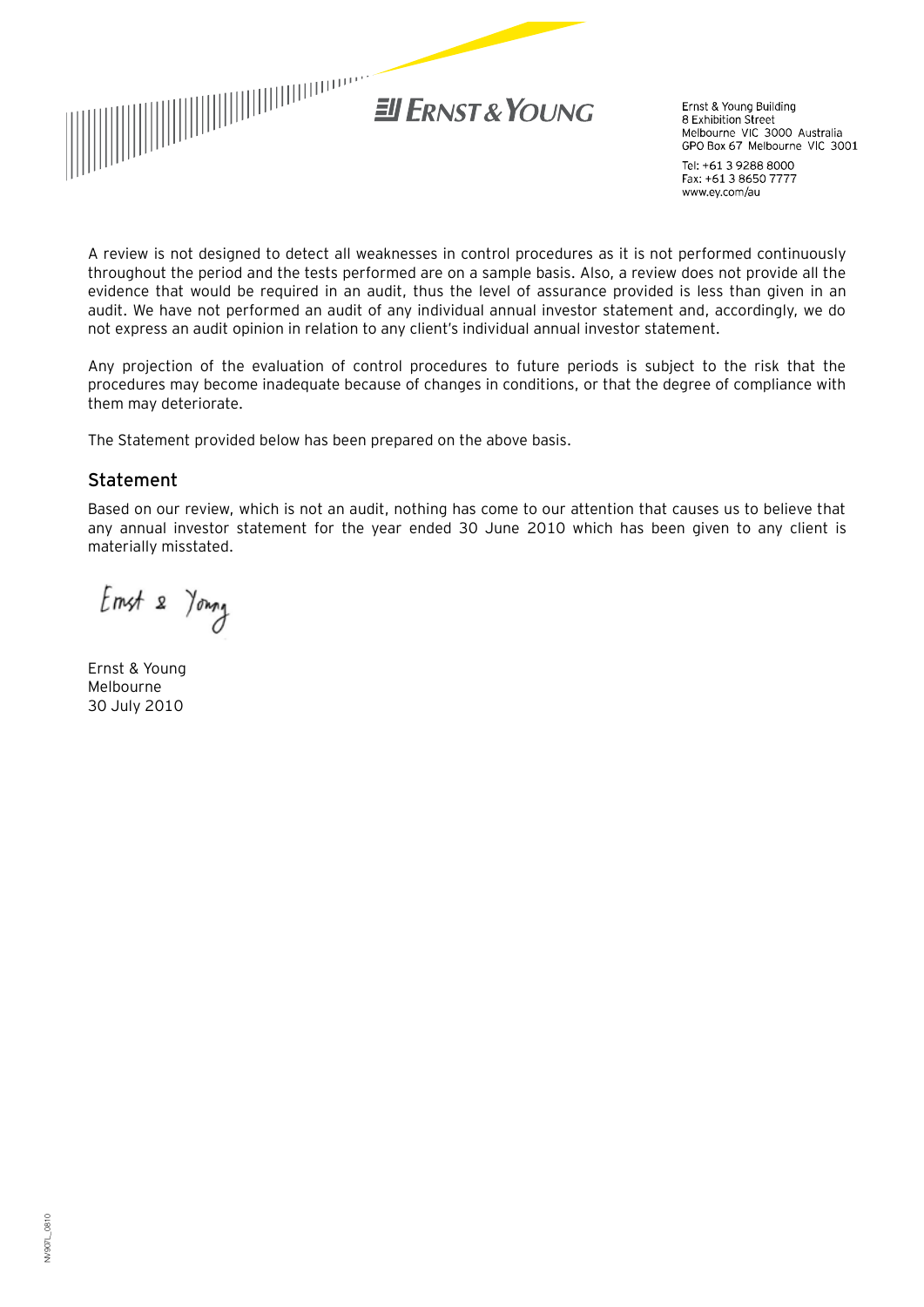Ernst & Young Building
8 Exhibition Street
Melbourne VIC 3000 Australia
GPO Box 67 Melbourne VIC 3001

Tel: +61 3 9288 8000
Fax: +61 3 8650 7777
www.ey.com/au

A review is not designed to detect all weaknesses in control procedures as it is not performed continuously throughout the period and the tests performed are on a sample basis. Also, a review does not provide all the evidence that would be required in an audit, thus the level of assurance provided is less than given in an audit. We have not performed an audit of any individual annual investor statement and, accordingly, we do not express an audit opinion in relation to any client's individual annual investor statement.

Any projection of the evaluation of control procedures to future periods is subject to the risk that the procedures may become inadequate because of changes in conditions, or that the degree of compliance with them may deteriorate.

The Statement provided below has been prepared on the above basis.

## Statement

Based on our review, which is not an audit, nothing has come to our attention that causes us to believe that any annual investor statement for the year ended 30 June 2010 which has been given to any client is materially misstated.

Ernst & Young

Ernst & Young
Melbourne
30 July 2010